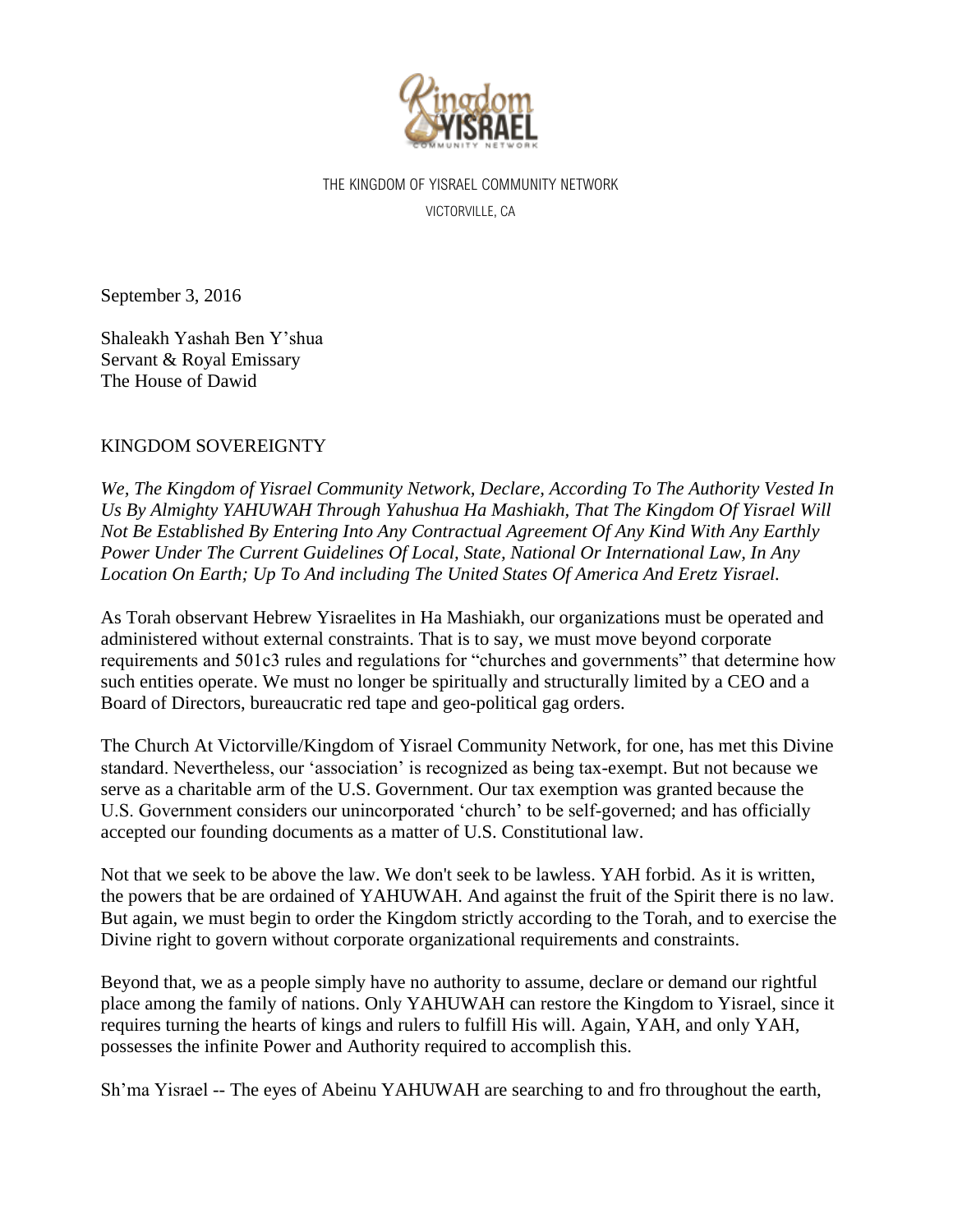THE KINGDOM OF YISRAEL COMMUNITY NETWORK

VICTORVILLE, CA

September 3, 2016

Shaleakh Yashah Ben Y'shua
Servant & Royal Emissary
The House of Dawid

KINGDOM SOVEREIGNTY

*We, The Kingdom of Yisrael Community Network, Declare, According To The Authority Vested In Us By Almighty YAHUWAH Through Yahushua Ha Mashiakh, That The Kingdom Of Yisrael Will Not Be Established By Entering Into Any Contractual Agreement Of Any Kind With Any Earthly Power Under The Current Guidelines Of Local, State, National Or International Law, In Any Location On Earth; Up To And including The United States Of America And Eretz Yisrael.*

As Torah observant Hebrew Yisraelites in Ha Mashiakh, our organizations must be operated and administered without external constraints. That is to say, we must move beyond corporate requirements and 501c3 rules and regulations for "churches and governments" that determine how such entities operate. We must no longer be spiritually and structurally limited by a CEO and a Board of Directors, bureaucratic red tape and geo-political gag orders.

The Church At Victorville/Kingdom of Yisrael Community Network, for one, has met this Divine standard. Nevertheless, our 'association' is recognized as being tax-exempt. But not because we serve as a charitable arm of the U.S. Government. Our tax exemption was granted because the U.S. Government considers our unincorporated 'church' to be self-governed; and has officially accepted our founding documents as a matter of U.S. Constitutional law.

Not that we seek to be above the law. We don't seek to be lawless. YAH forbid. As it is written, the powers that be are ordained of YAHUWAH. And against the fruit of the Spirit there is no law. But again, we must begin to order the Kingdom strictly according to the Torah, and to exercise the Divine right to govern without corporate organizational requirements and constraints.

Beyond that, we as a people simply have no authority to assume, declare or demand our rightful place among the family of nations. Only YAHUWAH can restore the Kingdom to Yisrael, since it requires turning the hearts of kings and rulers to fulfill His will. Again, YAH, and only YAH, possesses the infinite Power and Authority required to accomplish this.

Sh'ma Yisrael -- The eyes of Abeinu YAHUWAH are searching to and fro throughout the earth,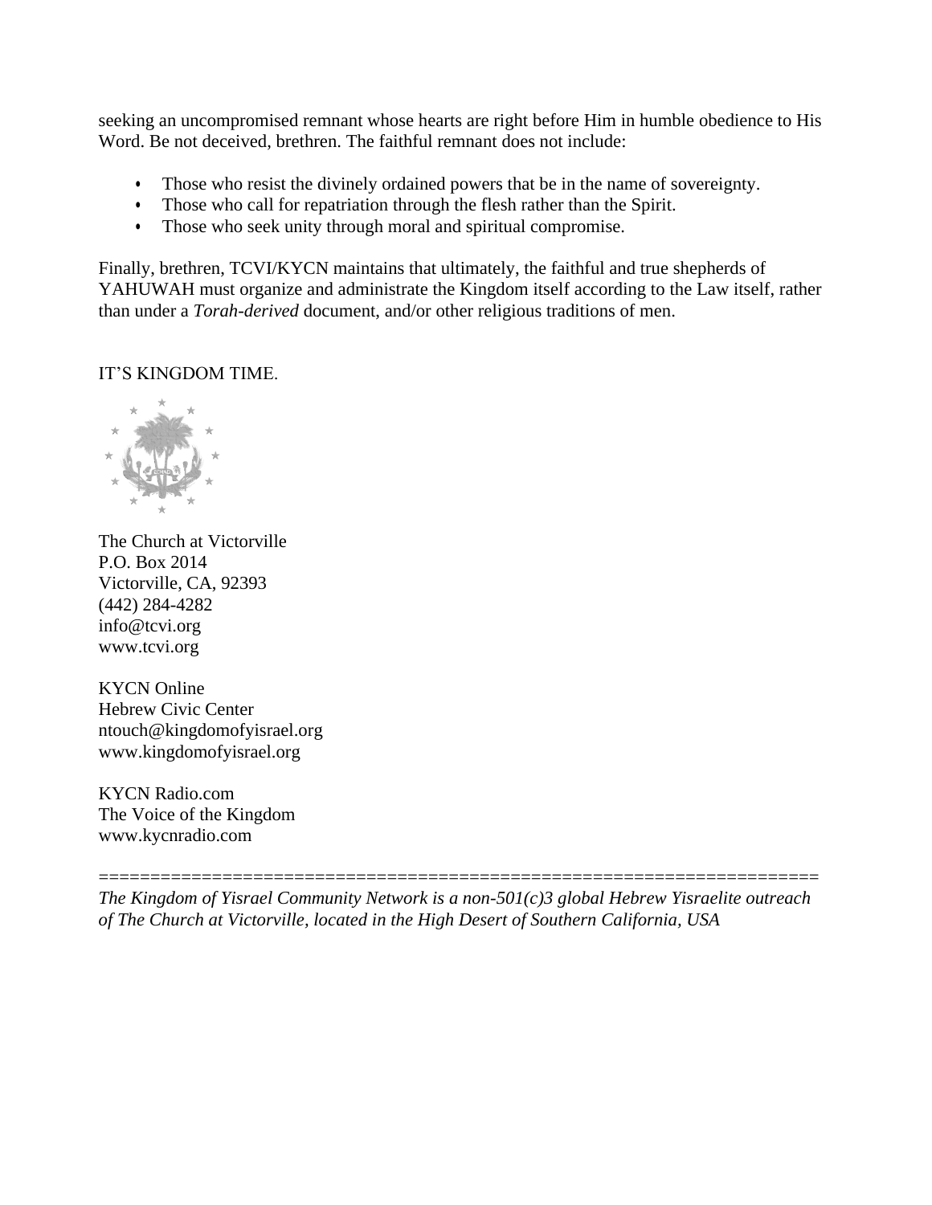seeking an uncompromised remnant whose hearts are right before Him in humble obedience to His Word. Be not deceived, brethren. The faithful remnant does not include:

- Those who resist the divinely ordained powers that be in the name of sovereignty.
- Those who call for repatriation through the flesh rather than the Spirit.
- Those who seek unity through moral and spiritual compromise.

Finally, brethren, TCVI/KYCN maintains that ultimately, the faithful and true shepherds of YAHUWAH must organize and administrate the Kingdom itself according to the Law itself, rather than under a *Torah-derived* document, and/or other religious traditions of men.

IT'S KINGDOM TIME.

The Church at Victorville
P.O. Box 2014
Victorville, CA, 92393
(442) 284-4282
info@tcvi.org
www.tcvi.org

KYCN Online
Hebrew Civic Center
ntouch@kingdomofyisrael.org
www.kingdomofyisrael.org

KYCN Radio.com
The Voice of the Kingdom
www.kycnradio.com

======================================================================

*The Kingdom of Yisrael Community Network is a non-501(c)3 global Hebrew Yisraelite outreach of The Church at Victorville, located in the High Desert of Southern California, USA*